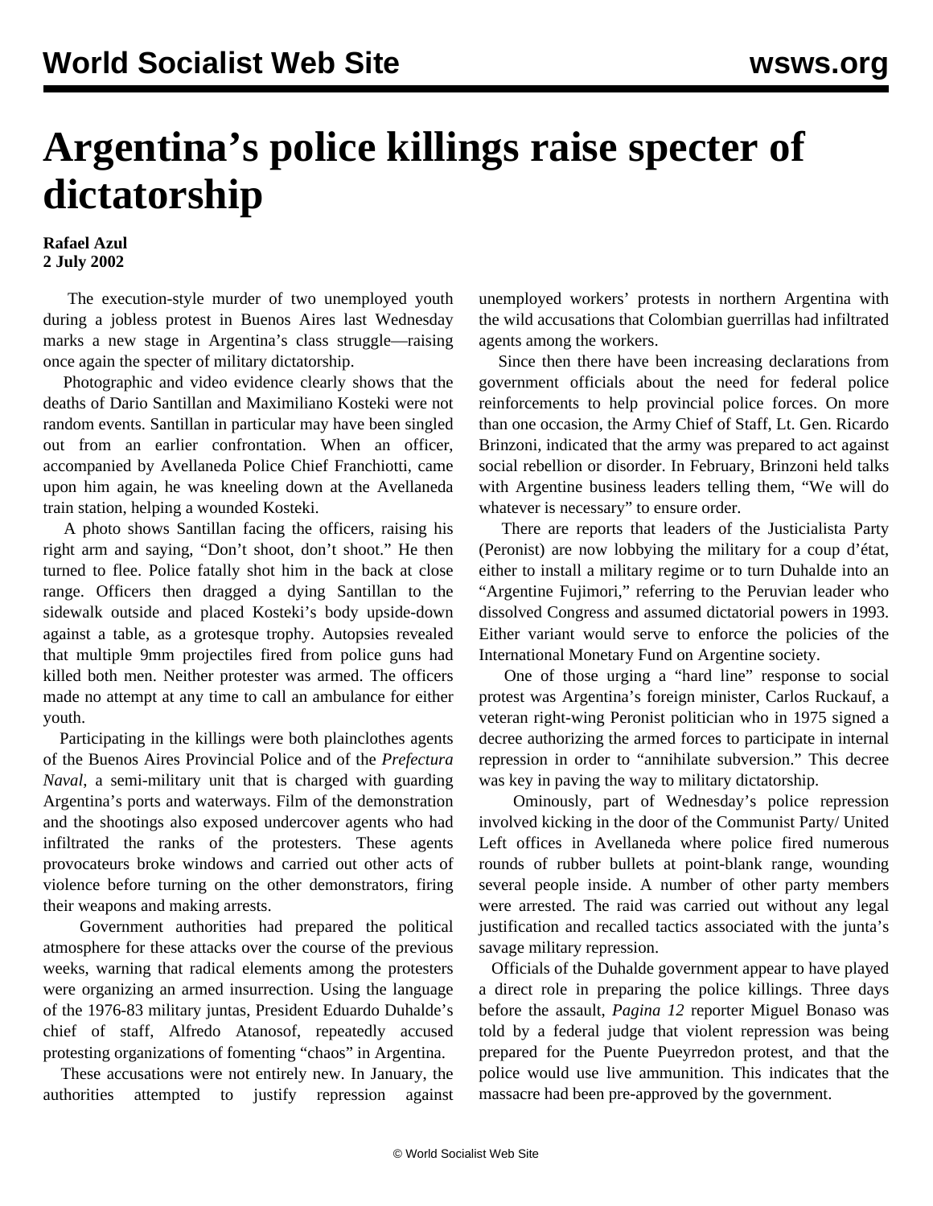# Argentina's police killings raise specter of dictatorship

**Rafael Azul**
**2 July 2002**

The execution-style murder of two unemployed youth during a jobless protest in Buenos Aires last Wednesday marks a new stage in Argentina's class struggle—raising once again the specter of military dictatorship.

Photographic and video evidence clearly shows that the deaths of Dario Santillan and Maximiliano Kosteki were not random events. Santillan in particular may have been singled out from an earlier confrontation. When an officer, accompanied by Avellaneda Police Chief Franchiotti, came upon him again, he was kneeling down at the Avellaneda train station, helping a wounded Kosteki.

A photo shows Santillan facing the officers, raising his right arm and saying, "Don't shoot, don't shoot." He then turned to flee. Police fatally shot him in the back at close range. Officers then dragged a dying Santillan to the sidewalk outside and placed Kosteki's body upside-down against a table, as a grotesque trophy. Autopsies revealed that multiple 9mm projectiles fired from police guns had killed both men. Neither protester was armed. The officers made no attempt at any time to call an ambulance for either youth.

Participating in the killings were both plainclothes agents of the Buenos Aires Provincial Police and of the *Prefectura Naval*, a semi-military unit that is charged with guarding Argentina's ports and waterways. Film of the demonstration and the shootings also exposed undercover agents who had infiltrated the ranks of the protesters. These agents provocateurs broke windows and carried out other acts of violence before turning on the other demonstrators, firing their weapons and making arrests.

Government authorities had prepared the political atmosphere for these attacks over the course of the previous weeks, warning that radical elements among the protesters were organizing an armed insurrection. Using the language of the 1976-83 military juntas, President Eduardo Duhalde's chief of staff, Alfredo Atanosof, repeatedly accused protesting organizations of fomenting "chaos" in Argentina.

These accusations were not entirely new. In January, the authorities attempted to justify repression against unemployed workers' protests in northern Argentina with the wild accusations that Colombian guerrillas had infiltrated agents among the workers.

Since then there have been increasing declarations from government officials about the need for federal police reinforcements to help provincial police forces. On more than one occasion, the Army Chief of Staff, Lt. Gen. Ricardo Brinzoni, indicated that the army was prepared to act against social rebellion or disorder. In February, Brinzoni held talks with Argentine business leaders telling them, "We will do whatever is necessary" to ensure order.

There are reports that leaders of the Justicialista Party (Peronist) are now lobbying the military for a coup d'état, either to install a military regime or to turn Duhalde into an "Argentine Fujimori," referring to the Peruvian leader who dissolved Congress and assumed dictatorial powers in 1993. Either variant would serve to enforce the policies of the International Monetary Fund on Argentine society.

One of those urging a "hard line" response to social protest was Argentina's foreign minister, Carlos Ruckauf, a veteran right-wing Peronist politician who in 1975 signed a decree authorizing the armed forces to participate in internal repression in order to "annihilate subversion." This decree was key in paving the way to military dictatorship.

Ominously, part of Wednesday's police repression involved kicking in the door of the Communist Party/ United Left offices in Avellaneda where police fired numerous rounds of rubber bullets at point-blank range, wounding several people inside. A number of other party members were arrested. The raid was carried out without any legal justification and recalled tactics associated with the junta's savage military repression.

Officials of the Duhalde government appear to have played a direct role in preparing the police killings. Three days before the assault, *Pagina 12* reporter Miguel Bonaso was told by a federal judge that violent repression was being prepared for the Puente Pueyrredon protest, and that the police would use live ammunition. This indicates that the massacre had been pre-approved by the government.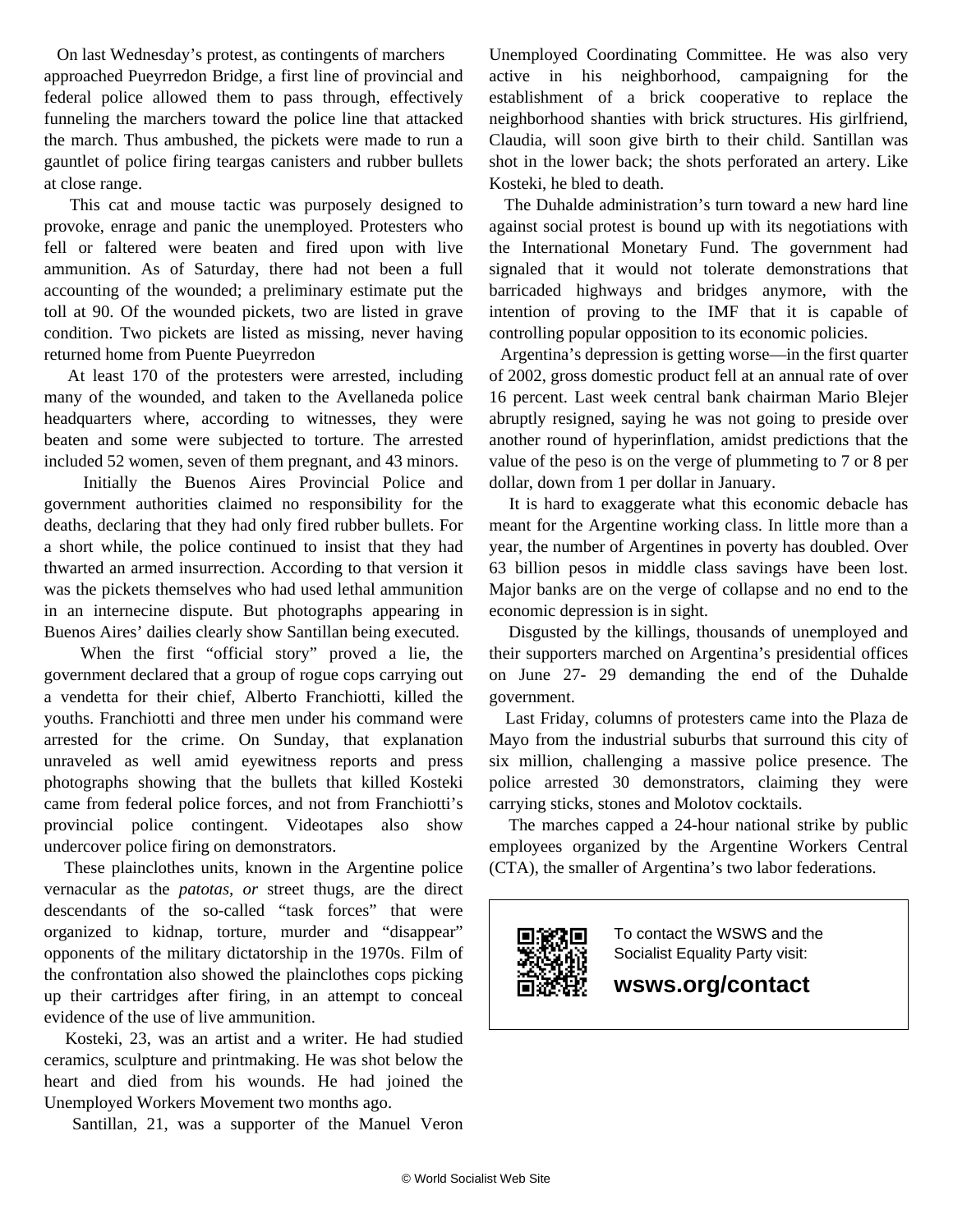On last Wednesday's protest, as contingents of marchers approached Pueyrredon Bridge, a first line of provincial and federal police allowed them to pass through, effectively funneling the marchers toward the police line that attacked the march. Thus ambushed, the pickets were made to run a gauntlet of police firing teargas canisters and rubber bullets at close range.

This cat and mouse tactic was purposely designed to provoke, enrage and panic the unemployed. Protesters who fell or faltered were beaten and fired upon with live ammunition. As of Saturday, there had not been a full accounting of the wounded; a preliminary estimate put the toll at 90. Of the wounded pickets, two are listed in grave condition. Two pickets are listed as missing, never having returned home from Puente Pueyrredon

At least 170 of the protesters were arrested, including many of the wounded, and taken to the Avellaneda police headquarters where, according to witnesses, they were beaten and some were subjected to torture. The arrested included 52 women, seven of them pregnant, and 43 minors.

Initially the Buenos Aires Provincial Police and government authorities claimed no responsibility for the deaths, declaring that they had only fired rubber bullets. For a short while, the police continued to insist that they had thwarted an armed insurrection. According to that version it was the pickets themselves who had used lethal ammunition in an internecine dispute. But photographs appearing in Buenos Aires' dailies clearly show Santillan being executed.

When the first "official story" proved a lie, the government declared that a group of rogue cops carrying out a vendetta for their chief, Alberto Franchiotti, killed the youths. Franchiotti and three men under his command were arrested for the crime. On Sunday, that explanation unraveled as well amid eyewitness reports and press photographs showing that the bullets that killed Kosteki came from federal police forces, and not from Franchiotti's provincial police contingent. Videotapes also show undercover police firing on demonstrators.

These plainclothes units, known in the Argentine police vernacular as the *patotas, or* street thugs, are the direct descendants of the so-called "task forces" that were organized to kidnap, torture, murder and "disappear" opponents of the military dictatorship in the 1970s. Film of the confrontation also showed the plainclothes cops picking up their cartridges after firing, in an attempt to conceal evidence of the use of live ammunition.

Kosteki, 23, was an artist and a writer. He had studied ceramics, sculpture and printmaking. He was shot below the heart and died from his wounds. He had joined the Unemployed Workers Movement two months ago.

Santillan, 21, was a supporter of the Manuel Veron Unemployed Coordinating Committee. He was also very active in his neighborhood, campaigning for the establishment of a brick cooperative to replace the neighborhood shanties with brick structures. His girlfriend, Claudia, will soon give birth to their child. Santillan was shot in the lower back; the shots perforated an artery. Like Kosteki, he bled to death.

The Duhalde administration's turn toward a new hard line against social protest is bound up with its negotiations with the International Monetary Fund. The government had signaled that it would not tolerate demonstrations that barricaded highways and bridges anymore, with the intention of proving to the IMF that it is capable of controlling popular opposition to its economic policies.

Argentina's depression is getting worse—in the first quarter of 2002, gross domestic product fell at an annual rate of over 16 percent. Last week central bank chairman Mario Blejer abruptly resigned, saying he was not going to preside over another round of hyperinflation, amidst predictions that the value of the peso is on the verge of plummeting to 7 or 8 per dollar, down from 1 per dollar in January.

It is hard to exaggerate what this economic debacle has meant for the Argentine working class. In little more than a year, the number of Argentines in poverty has doubled. Over 63 billion pesos in middle class savings have been lost. Major banks are on the verge of collapse and no end to the economic depression is in sight.

Disgusted by the killings, thousands of unemployed and their supporters marched on Argentina's presidential offices on June 27- 29 demanding the end of the Duhalde government.

Last Friday, columns of protesters came into the Plaza de Mayo from the industrial suburbs that surround this city of six million, challenging a massive police presence. The police arrested 30 demonstrators, claiming they were carrying sticks, stones and Molotov cocktails.

The marches capped a 24-hour national strike by public employees organized by the Argentine Workers Central (CTA), the smaller of Argentina's two labor federations.

To contact the WSWS and the Socialist Equality Party visit:

**wsws.org/contact**